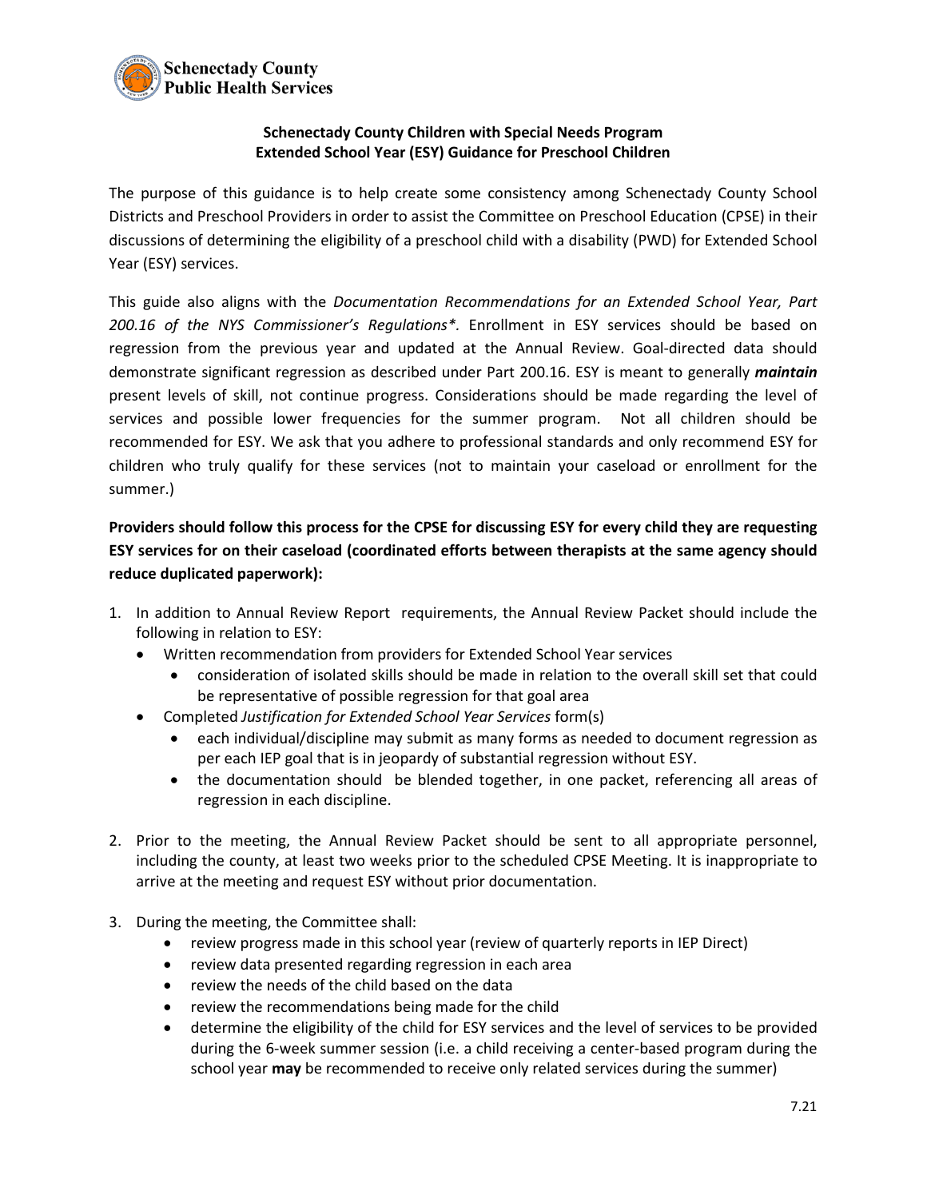Schenectady County Public Health Services

## Schenectady County Children with Special Needs Program
## Extended School Year (ESY) Guidance for Preschool Children

The purpose of this guidance is to help create some consistency among Schenectady County School Districts and Preschool Providers in order to assist the Committee on Preschool Education (CPSE) in their discussions of determining the eligibility of a preschool child with a disability (PWD) for Extended School Year (ESY) services.

This guide also aligns with the *Documentation Recommendations for an Extended School Year, Part 200.16 of the NYS Commissioner's Regulations\**. Enrollment in ESY services should be based on regression from the previous year and updated at the Annual Review. Goal-directed data should demonstrate significant regression as described under Part 200.16. ESY is meant to generally ***maintain*** present levels of skill, not continue progress. Considerations should be made regarding the level of services and possible lower frequencies for the summer program. Not all children should be recommended for ESY. We ask that you adhere to professional standards and only recommend ESY for children who truly qualify for these services (not to maintain your caseload or enrollment for the summer.)

**Providers should follow this process for the CPSE for discussing ESY for every child they are requesting ESY services for on their caseload (coordinated efforts between therapists at the same agency should reduce duplicated paperwork):**

1. In addition to Annual Review Report requirements, the Annual Review Packet should include the following in relation to ESY:
   - Written recommendation from providers for Extended School Year services
     - consideration of isolated skills should be made in relation to the overall skill set that could be representative of possible regression for that goal area
   - Completed *Justification for Extended School Year Services* form(s)
     - each individual/discipline may submit as many forms as needed to document regression as per each IEP goal that is in jeopardy of substantial regression without ESY.
     - the documentation should be blended together, in one packet, referencing all areas of regression in each discipline.

2. Prior to the meeting, the Annual Review Packet should be sent to all appropriate personnel, including the county, at least two weeks prior to the scheduled CPSE Meeting. It is inappropriate to arrive at the meeting and request ESY without prior documentation.

3. During the meeting, the Committee shall:
   - review progress made in this school year (review of quarterly reports in IEP Direct)
   - review data presented regarding regression in each area
   - review the needs of the child based on the data
   - review the recommendations being made for the child
   - determine the eligibility of the child for ESY services and the level of services to be provided during the 6-week summer session (i.e. a child receiving a center-based program during the school year **may** be recommended to receive only related services during the summer)

7.21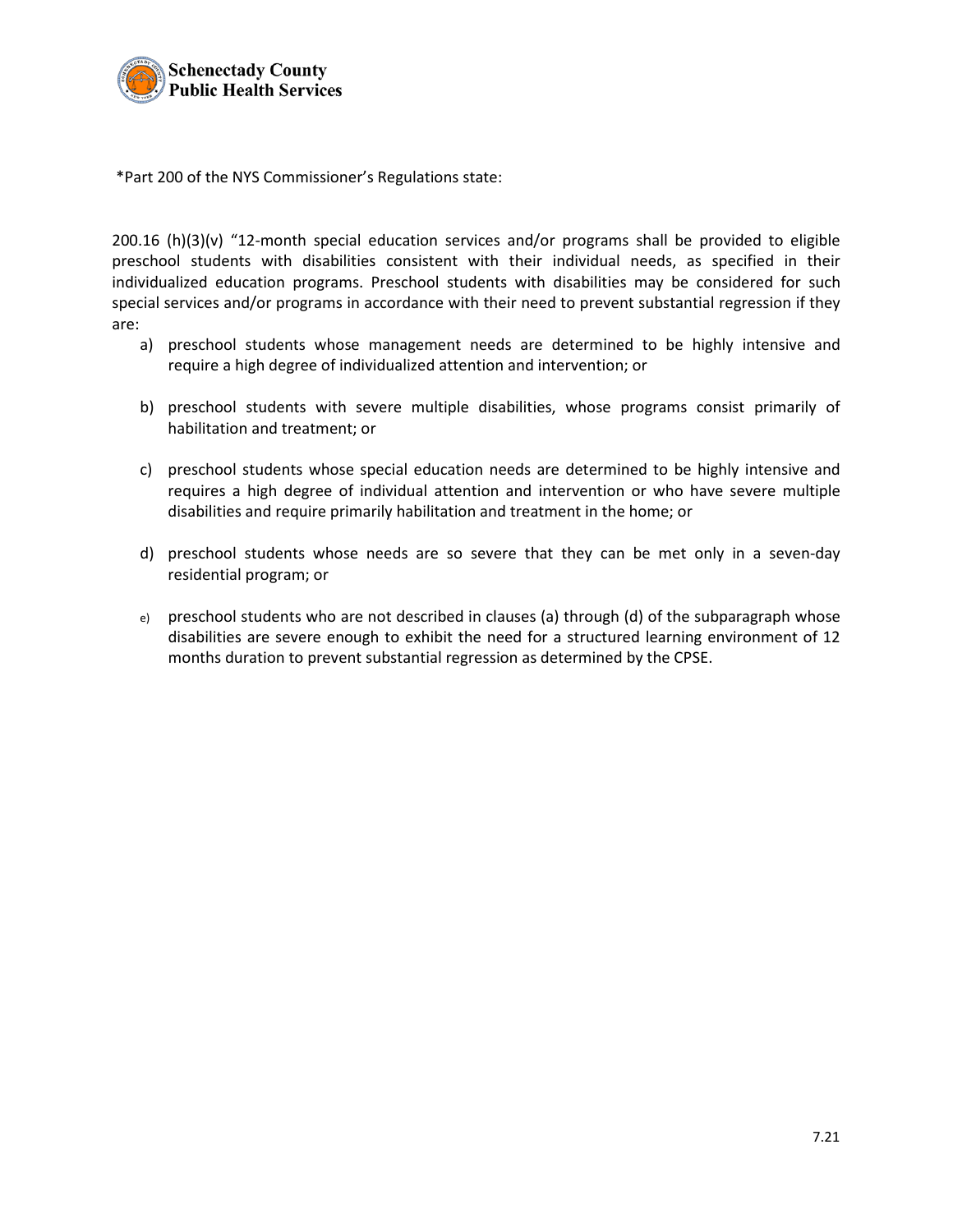*Part 200 of the NYS Commissioner's Regulations state:

200.16 (h)(3)(v) "12-month special education services and/or programs shall be provided to eligible preschool students with disabilities consistent with their individual needs, as specified in their individualized education programs. Preschool students with disabilities may be considered for such special services and/or programs in accordance with their need to prevent substantial regression if they are:

a) preschool students whose management needs are determined to be highly intensive and require a high degree of individualized attention and intervention; or

b) preschool students with severe multiple disabilities, whose programs consist primarily of habilitation and treatment; or

c) preschool students whose special education needs are determined to be highly intensive and requires a high degree of individual attention and intervention or who have severe multiple disabilities and require primarily habilitation and treatment in the home; or

d) preschool students whose needs are so severe that they can be met only in a seven-day residential program; or

e) preschool students who are not described in clauses (a) through (d) of the subparagraph whose disabilities are severe enough to exhibit the need for a structured learning environment of 12 months duration to prevent substantial regression as determined by the CPSE.